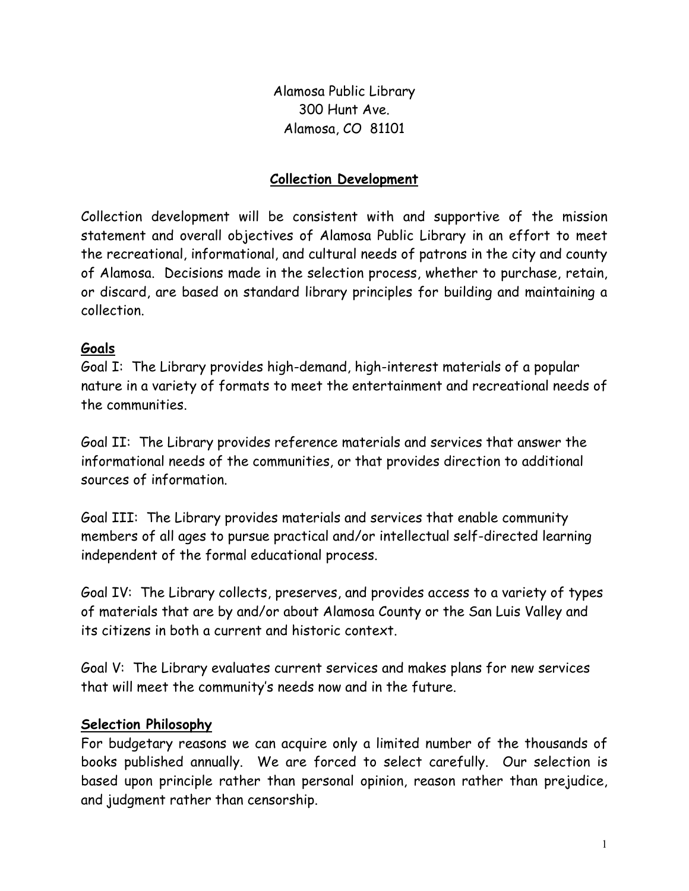Alamosa Public Library
300 Hunt Ave.
Alamosa, CO 81101

## Collection Development

Collection development will be consistent with and supportive of the mission statement and overall objectives of Alamosa Public Library in an effort to meet the recreational, informational, and cultural needs of patrons in the city and county of Alamosa. Decisions made in the selection process, whether to purchase, retain, or discard, are based on standard library principles for building and maintaining a collection.

### Goals

Goal I: The Library provides high-demand, high-interest materials of a popular nature in a variety of formats to meet the entertainment and recreational needs of the communities.

Goal II: The Library provides reference materials and services that answer the informational needs of the communities, or that provides direction to additional sources of information.

Goal III: The Library provides materials and services that enable community members of all ages to pursue practical and/or intellectual self-directed learning independent of the formal educational process.

Goal IV: The Library collects, preserves, and provides access to a variety of types of materials that are by and/or about Alamosa County or the San Luis Valley and its citizens in both a current and historic context.

Goal V: The Library evaluates current services and makes plans for new services that will meet the community's needs now and in the future.

### Selection Philosophy

For budgetary reasons we can acquire only a limited number of the thousands of books published annually. We are forced to select carefully. Our selection is based upon principle rather than personal opinion, reason rather than prejudice, and judgment rather than censorship.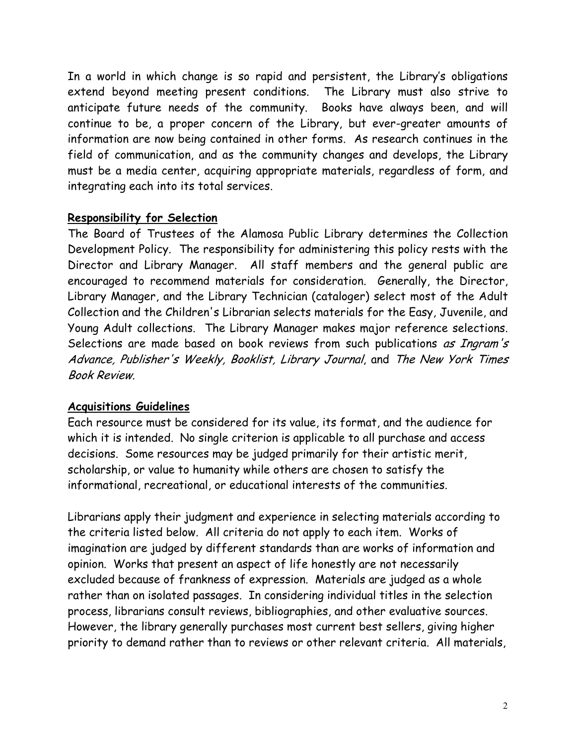In a world in which change is so rapid and persistent, the Library's obligations extend beyond meeting present conditions. The Library must also strive to anticipate future needs of the community. Books have always been, and will continue to be, a proper concern of the Library, but ever-greater amounts of information are now being contained in other forms. As research continues in the field of communication, and as the community changes and develops, the Library must be a media center, acquiring appropriate materials, regardless of form, and integrating each into its total services.

**Responsibility for Selection**

The Board of Trustees of the Alamosa Public Library determines the Collection Development Policy. The responsibility for administering this policy rests with the Director and Library Manager. All staff members and the general public are encouraged to recommend materials for consideration. Generally, the Director, Library Manager, and the Library Technician (cataloger) select most of the Adult Collection and the Children's Librarian selects materials for the Easy, Juvenile, and Young Adult collections. The Library Manager makes major reference selections. Selections are made based on book reviews from such publications *as Ingram's Advance, Publisher's Weekly, Booklist, Library Journal*, and *The New York Times Book Review.*

**Acquisitions Guidelines**

Each resource must be considered for its value, its format, and the audience for which it is intended. No single criterion is applicable to all purchase and access decisions. Some resources may be judged primarily for their artistic merit, scholarship, or value to humanity while others are chosen to satisfy the informational, recreational, or educational interests of the communities.

Librarians apply their judgment and experience in selecting materials according to the criteria listed below. All criteria do not apply to each item. Works of imagination are judged by different standards than are works of information and opinion. Works that present an aspect of life honestly are not necessarily excluded because of frankness of expression. Materials are judged as a whole rather than on isolated passages. In considering individual titles in the selection process, librarians consult reviews, bibliographies, and other evaluative sources. However, the library generally purchases most current best sellers, giving higher priority to demand rather than to reviews or other relevant criteria. All materials,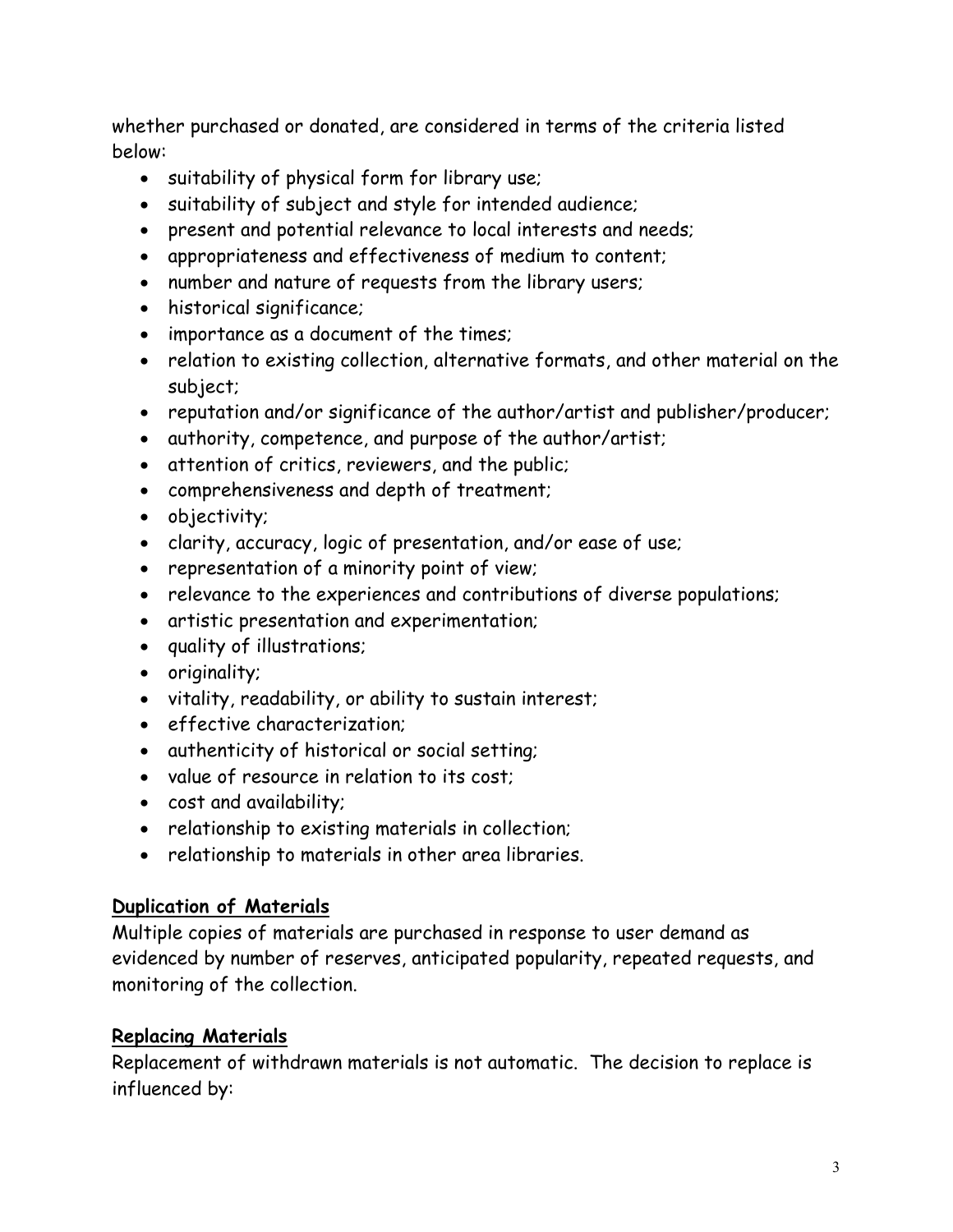whether purchased or donated, are considered in terms of the criteria listed below:

- suitability of physical form for library use;
- suitability of subject and style for intended audience;
- present and potential relevance to local interests and needs;
- appropriateness and effectiveness of medium to content;
- number and nature of requests from the library users;
- historical significance;
- importance as a document of the times;
- relation to existing collection, alternative formats, and other material on the subject;
- reputation and/or significance of the author/artist and publisher/producer;
- authority, competence, and purpose of the author/artist;
- attention of critics, reviewers, and the public;
- comprehensiveness and depth of treatment;
- objectivity;
- clarity, accuracy, logic of presentation, and/or ease of use;
- representation of a minority point of view;
- relevance to the experiences and contributions of diverse populations;
- artistic presentation and experimentation;
- quality of illustrations;
- originality;
- vitality, readability, or ability to sustain interest;
- effective characterization;
- authenticity of historical or social setting;
- value of resource in relation to its cost;
- cost and availability;
- relationship to existing materials in collection;
- relationship to materials in other area libraries.

**Duplication of Materials**

Multiple copies of materials are purchased in response to user demand as evidenced by number of reserves, anticipated popularity, repeated requests, and monitoring of the collection.

**Replacing Materials**

Replacement of withdrawn materials is not automatic. The decision to replace is influenced by: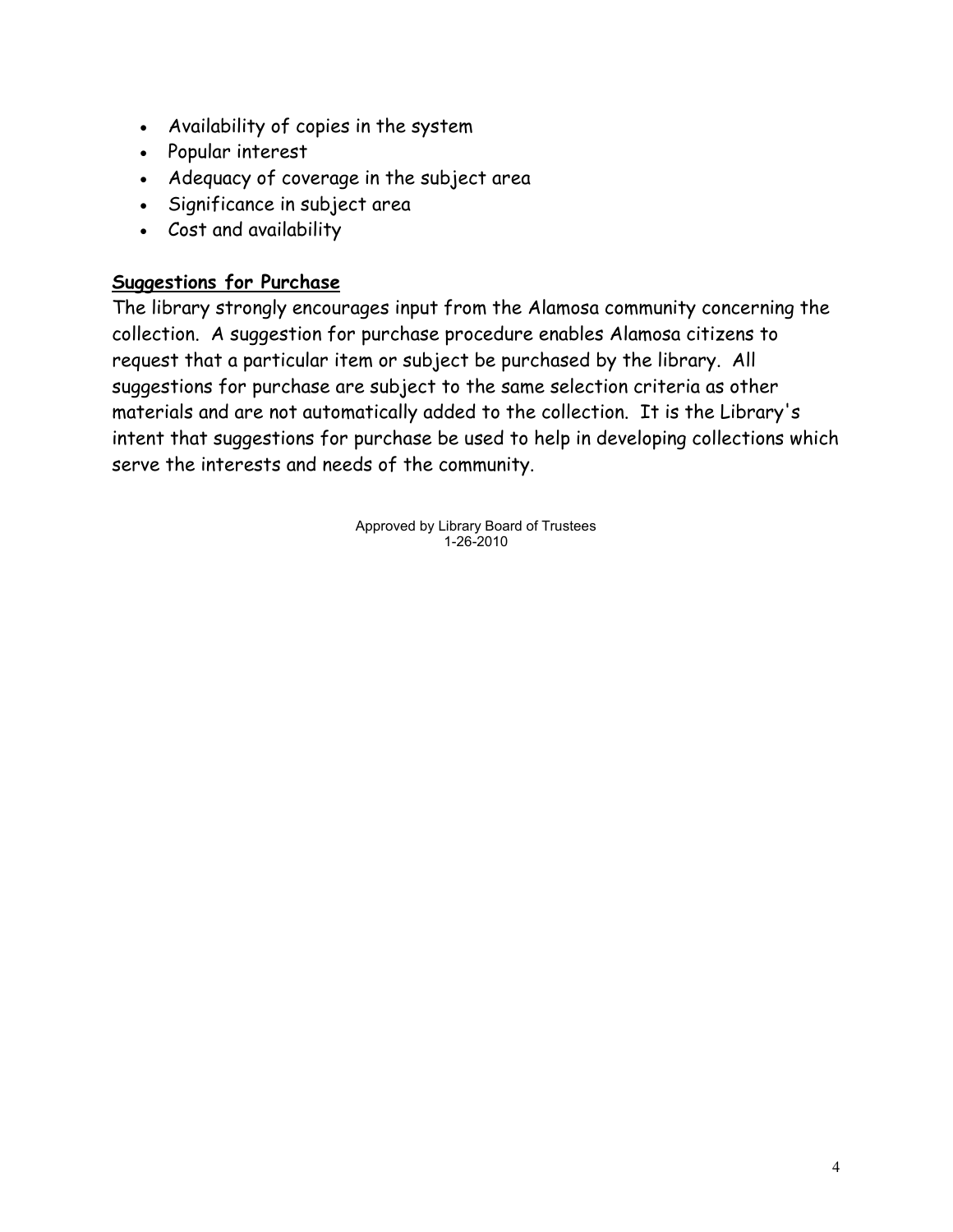- Availability of copies in the system
- Popular interest
- Adequacy of coverage in the subject area
- Significance in subject area
- Cost and availability

**Suggestions for Purchase**

The library strongly encourages input from the Alamosa community concerning the collection. A suggestion for purchase procedure enables Alamosa citizens to request that a particular item or subject be purchased by the library. All suggestions for purchase are subject to the same selection criteria as other materials and are not automatically added to the collection. It is the Library's intent that suggestions for purchase be used to help in developing collections which serve the interests and needs of the community.

Approved by Library Board of Trustees
1-26-2010